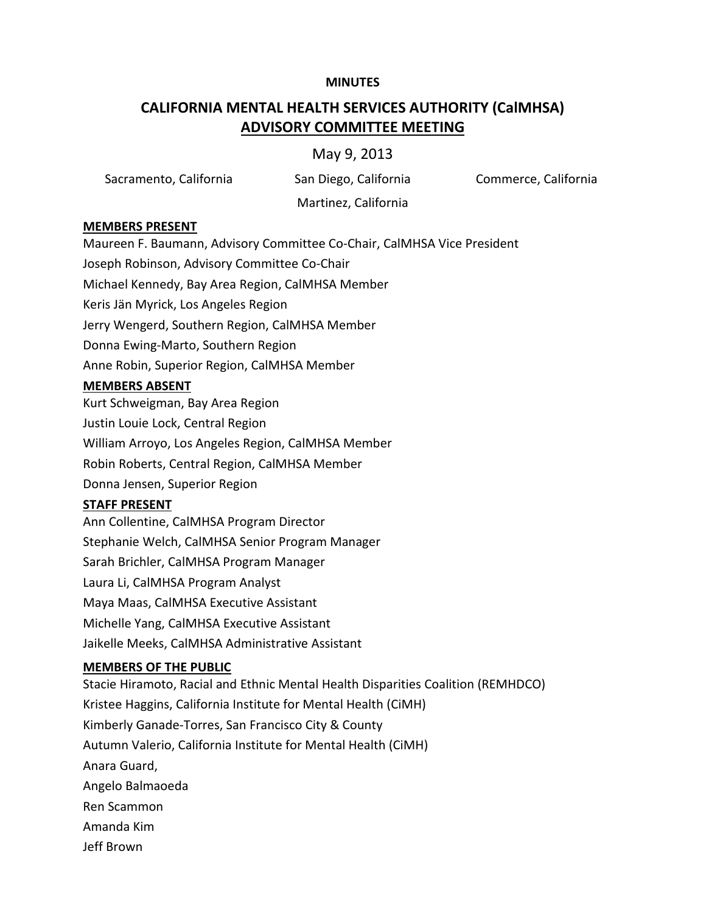**MINUTES**

# CALIFORNIA MENTAL HEALTH SERVICES AUTHORITY (CalMHSA)
## ADVISORY COMMITTEE MEETING

May 9, 2013

Sacramento, California San Diego, California Commerce, California

Martinez, California

**MEMBERS PRESENT**

Maureen F. Baumann, Advisory Committee Co-Chair, CalMHSA Vice President
Joseph Robinson, Advisory Committee Co-Chair
Michael Kennedy, Bay Area Region, CalMHSA Member
Keris Jän Myrick, Los Angeles Region
Jerry Wengerd, Southern Region, CalMHSA Member
Donna Ewing-Marto, Southern Region
Anne Robin, Superior Region, CalMHSA Member

**MEMBERS ABSENT**

Kurt Schweigman, Bay Area Region
Justin Louie Lock, Central Region
William Arroyo, Los Angeles Region, CalMHSA Member
Robin Roberts, Central Region, CalMHSA Member
Donna Jensen, Superior Region

**STAFF PRESENT**

Ann Collentine, CalMHSA Program Director
Stephanie Welch, CalMHSA Senior Program Manager
Sarah Brichler, CalMHSA Program Manager
Laura Li, CalMHSA Program Analyst
Maya Maas, CalMHSA Executive Assistant
Michelle Yang, CalMHSA Executive Assistant
Jaikelle Meeks, CalMHSA Administrative Assistant

**MEMBERS OF THE PUBLIC**

Stacie Hiramoto, Racial and Ethnic Mental Health Disparities Coalition (REMHDCO)
Kristee Haggins, California Institute for Mental Health (CiMH)
Kimberly Ganade-Torres, San Francisco City & County
Autumn Valerio, California Institute for Mental Health (CiMH)
Anara Guard,
Angelo Balmaoeda
Ren Scammon
Amanda Kim
Jeff Brown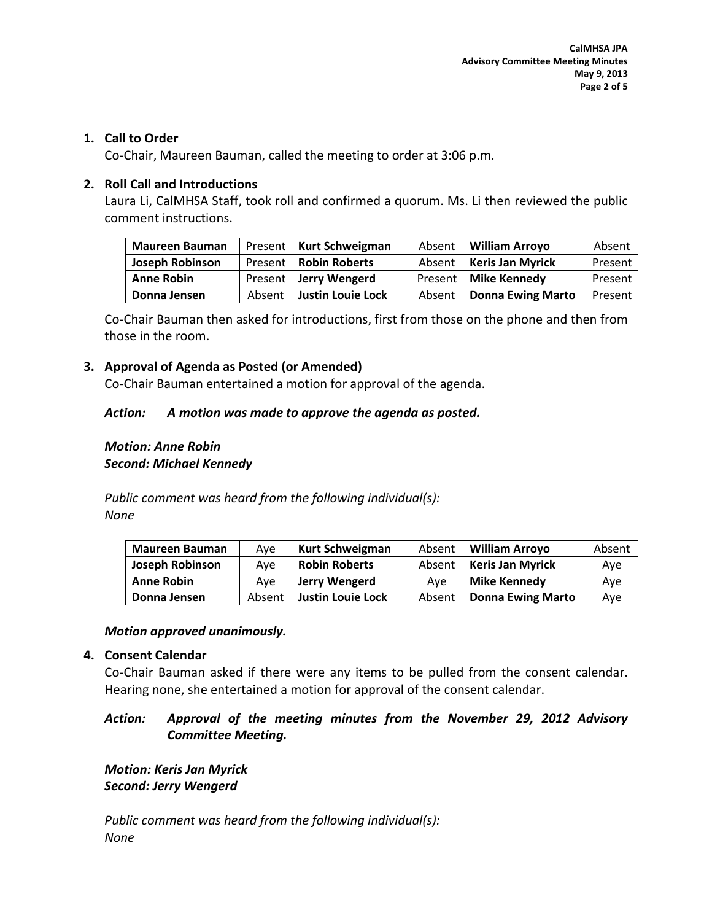1. **Call to Order**

   Co-Chair, Maureen Bauman, called the meeting to order at 3:06 p.m.

2. **Roll Call and Introductions**

   Laura Li, CalMHSA Staff, took roll and confirmed a quorum. Ms. Li then reviewed the public comment instructions.

| **Maureen Bauman** | Present | **Kurt Schweigman** | Absent | **William Arroyo** | Absent |
|---|---|---|---|---|---|
| **Joseph Robinson** | Present | **Robin Roberts** | Absent | **Keris Jan Myrick** | Present |
| **Anne Robin** | Present | **Jerry Wengerd** | Present | **Mike Kennedy** | Present |
| **Donna Jensen** | Absent | **Justin Louie Lock** | Absent | **Donna Ewing Marto** | Present |

   Co-Chair Bauman then asked for introductions, first from those on the phone and then from those in the room.

3. **Approval of Agenda as Posted (or Amended)**

   Co-Chair Bauman entertained a motion for approval of the agenda.

   ***Action:*** ***A motion was made to approve the agenda as posted.***

   ***Motion: Anne Robin***
   ***Second: Michael Kennedy***

   *Public comment was heard from the following individual(s):*
   *None*

| **Maureen Bauman** | Aye | **Kurt Schweigman** | Absent | **William Arroyo** | Absent |
|---|---|---|---|---|---|
| **Joseph Robinson** | Aye | **Robin Roberts** | Absent | **Keris Jan Myrick** | Aye |
| **Anne Robin** | Aye | **Jerry Wengerd** | Aye | **Mike Kennedy** | Aye |
| **Donna Jensen** | Absent | **Justin Louie Lock** | Absent | **Donna Ewing Marto** | Aye |

   ***Motion approved unanimously.***

4. **Consent Calendar**

   Co-Chair Bauman asked if there were any items to be pulled from the consent calendar. Hearing none, she entertained a motion for approval of the consent calendar.

   ***Action:*** ***Approval of the meeting minutes from the November 29, 2012 Advisory Committee Meeting.***

   ***Motion: Keris Jan Myrick***
   ***Second: Jerry Wengerd***

   *Public comment was heard from the following individual(s):*
   *None*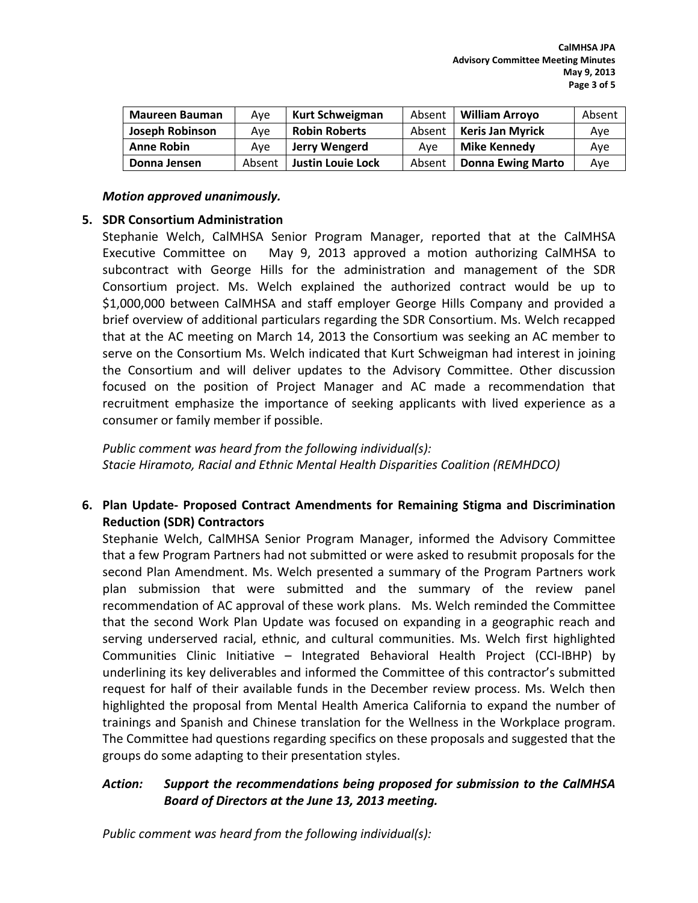| Maureen Bauman | Aye | Kurt Schweigman | Absent | William Arroyo | Absent |
|---|---|---|---|---|---|
| Joseph Robinson | Aye | Robin Roberts | Absent | Keris Jan Myrick | Aye |
| Anne Robin | Aye | Jerry Wengerd | Aye | Mike Kennedy | Aye |
| Donna Jensen | Absent | Justin Louie Lock | Absent | Donna Ewing Marto | Aye |

***Motion approved unanimously.***

**5. SDR Consortium Administration**

Stephanie Welch, CalMHSA Senior Program Manager, reported that at the CalMHSA Executive Committee on May 9, 2013 approved a motion authorizing CalMHSA to subcontract with George Hills for the administration and management of the SDR Consortium project. Ms. Welch explained the authorized contract would be up to $1,000,000 between CalMHSA and staff employer George Hills Company and provided a brief overview of additional particulars regarding the SDR Consortium. Ms. Welch recapped that at the AC meeting on March 14, 2013 the Consortium was seeking an AC member to serve on the Consortium Ms. Welch indicated that Kurt Schweigman had interest in joining the Consortium and will deliver updates to the Advisory Committee. Other discussion focused on the position of Project Manager and AC made a recommendation that recruitment emphasize the importance of seeking applicants with lived experience as a consumer or family member if possible.

*Public comment was heard from the following individual(s):*
*Stacie Hiramoto, Racial and Ethnic Mental Health Disparities Coalition (REMHDCO)*

**6. Plan Update- Proposed Contract Amendments for Remaining Stigma and Discrimination Reduction (SDR) Contractors**

Stephanie Welch, CalMHSA Senior Program Manager, informed the Advisory Committee that a few Program Partners had not submitted or were asked to resubmit proposals for the second Plan Amendment. Ms. Welch presented a summary of the Program Partners work plan submission that were submitted and the summary of the review panel recommendation of AC approval of these work plans. Ms. Welch reminded the Committee that the second Work Plan Update was focused on expanding in a geographic reach and serving underserved racial, ethnic, and cultural communities. Ms. Welch first highlighted Communities Clinic Initiative – Integrated Behavioral Health Project (CCI-IBHP) by underlining its key deliverables and informed the Committee of this contractor's submitted request for half of their available funds in the December review process. Ms. Welch then highlighted the proposal from Mental Health America California to expand the number of trainings and Spanish and Chinese translation for the Wellness in the Workplace program. The Committee had questions regarding specifics on these proposals and suggested that the groups do some adapting to their presentation styles.

***Action: Support the recommendations being proposed for submission to the CalMHSA Board of Directors at the June 13, 2013 meeting.***

*Public comment was heard from the following individual(s):*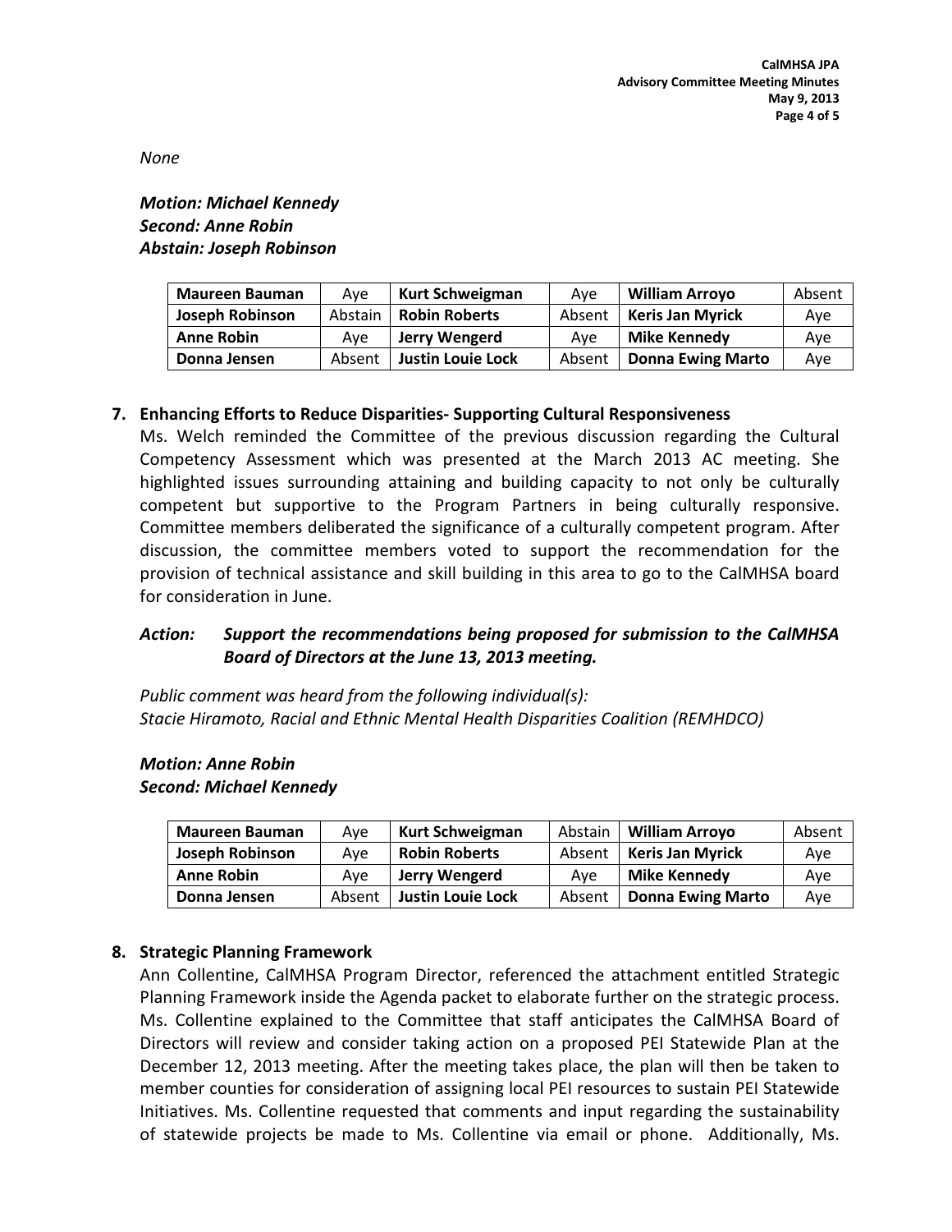*None*

***Motion: Michael Kennedy***
***Second: Anne Robin***
***Abstain: Joseph Robinson***

| **Maureen Bauman** | Aye | **Kurt Schweigman** | Aye | **William Arroyo** | Absent |
|---|---|---|---|---|---|
| **Joseph Robinson** | Abstain | **Robin Roberts** | Absent | **Keris Jan Myrick** | Aye |
| **Anne Robin** | Aye | **Jerry Wengerd** | Aye | **Mike Kennedy** | Aye |
| **Donna Jensen** | Absent | **Justin Louie Lock** | Absent | **Donna Ewing Marto** | Aye |

**7. Enhancing Efforts to Reduce Disparities- Supporting Cultural Responsiveness**

Ms. Welch reminded the Committee of the previous discussion regarding the Cultural Competency Assessment which was presented at the March 2013 AC meeting. She highlighted issues surrounding attaining and building capacity to not only be culturally competent but supportive to the Program Partners in being culturally responsive. Committee members deliberated the significance of a culturally competent program. After discussion, the committee members voted to support the recommendation for the provision of technical assistance and skill building in this area to go to the CalMHSA board for consideration in June.

***Action: Support the recommendations being proposed for submission to the CalMHSA Board of Directors at the June 13, 2013 meeting.***

*Public comment was heard from the following individual(s):*
*Stacie Hiramoto, Racial and Ethnic Mental Health Disparities Coalition (REMHDCO)*

***Motion: Anne Robin***
***Second: Michael Kennedy***

| **Maureen Bauman** | Aye | **Kurt Schweigman** | Abstain | **William Arroyo** | Absent |
|---|---|---|---|---|---|
| **Joseph Robinson** | Aye | **Robin Roberts** | Absent | **Keris Jan Myrick** | Aye |
| **Anne Robin** | Aye | **Jerry Wengerd** | Aye | **Mike Kennedy** | Aye |
| **Donna Jensen** | Absent | **Justin Louie Lock** | Absent | **Donna Ewing Marto** | Aye |

**8. Strategic Planning Framework**

Ann Collentine, CalMHSA Program Director, referenced the attachment entitled Strategic Planning Framework inside the Agenda packet to elaborate further on the strategic process. Ms. Collentine explained to the Committee that staff anticipates the CalMHSA Board of Directors will review and consider taking action on a proposed PEI Statewide Plan at the December 12, 2013 meeting. After the meeting takes place, the plan will then be taken to member counties for consideration of assigning local PEI resources to sustain PEI Statewide Initiatives. Ms. Collentine requested that comments and input regarding the sustainability of statewide projects be made to Ms. Collentine via email or phone. Additionally, Ms.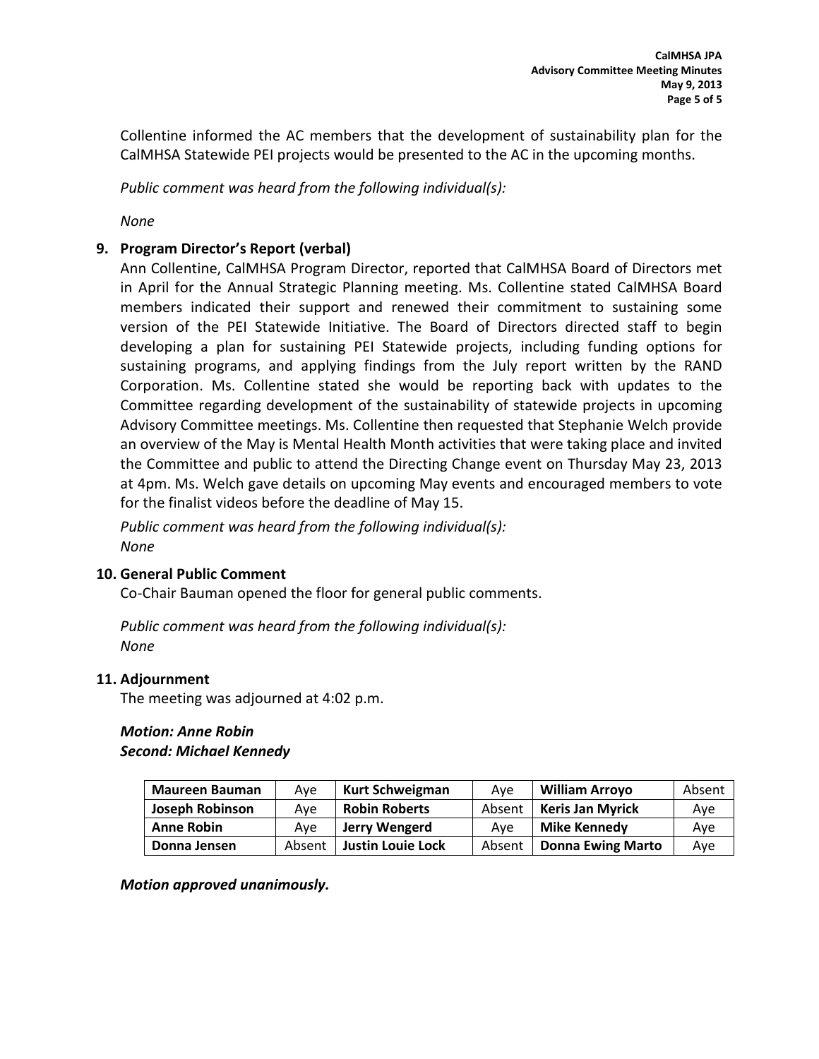Collentine informed the AC members that the development of sustainability plan for the CalMHSA Statewide PEI projects would be presented to the AC in the upcoming months.

*Public comment was heard from the following individual(s):*

*None*

**9. Program Director's Report (verbal)**

Ann Collentine, CalMHSA Program Director, reported that CalMHSA Board of Directors met in April for the Annual Strategic Planning meeting. Ms. Collentine stated CalMHSA Board members indicated their support and renewed their commitment to sustaining some version of the PEI Statewide Initiative. The Board of Directors directed staff to begin developing a plan for sustaining PEI Statewide projects, including funding options for sustaining programs, and applying findings from the July report written by the RAND Corporation. Ms. Collentine stated she would be reporting back with updates to the Committee regarding development of the sustainability of statewide projects in upcoming Advisory Committee meetings. Ms. Collentine then requested that Stephanie Welch provide an overview of the May is Mental Health Month activities that were taking place and invited the Committee and public to attend the Directing Change event on Thursday May 23, 2013 at 4pm. Ms. Welch gave details on upcoming May events and encouraged members to vote for the finalist videos before the deadline of May 15.

*Public comment was heard from the following individual(s):*
*None*

**10. General Public Comment**

Co-Chair Bauman opened the floor for general public comments.

*Public comment was heard from the following individual(s):*
*None*

**11. Adjournment**

The meeting was adjourned at 4:02 p.m.

***Motion: Anne Robin***
***Second: Michael Kennedy***

| | | | | | |
|---|---|---|---|---|---|
| **Maureen Bauman** | Aye | **Kurt Schweigman** | Aye | **William Arroyo** | Absent |
| **Joseph Robinson** | Aye | **Robin Roberts** | Absent | **Keris Jan Myrick** | Aye |
| **Anne Robin** | Aye | **Jerry Wengerd** | Aye | **Mike Kennedy** | Aye |
| **Donna Jensen** | Absent | **Justin Louie Lock** | Absent | **Donna Ewing Marto** | Aye |

***Motion approved unanimously.***